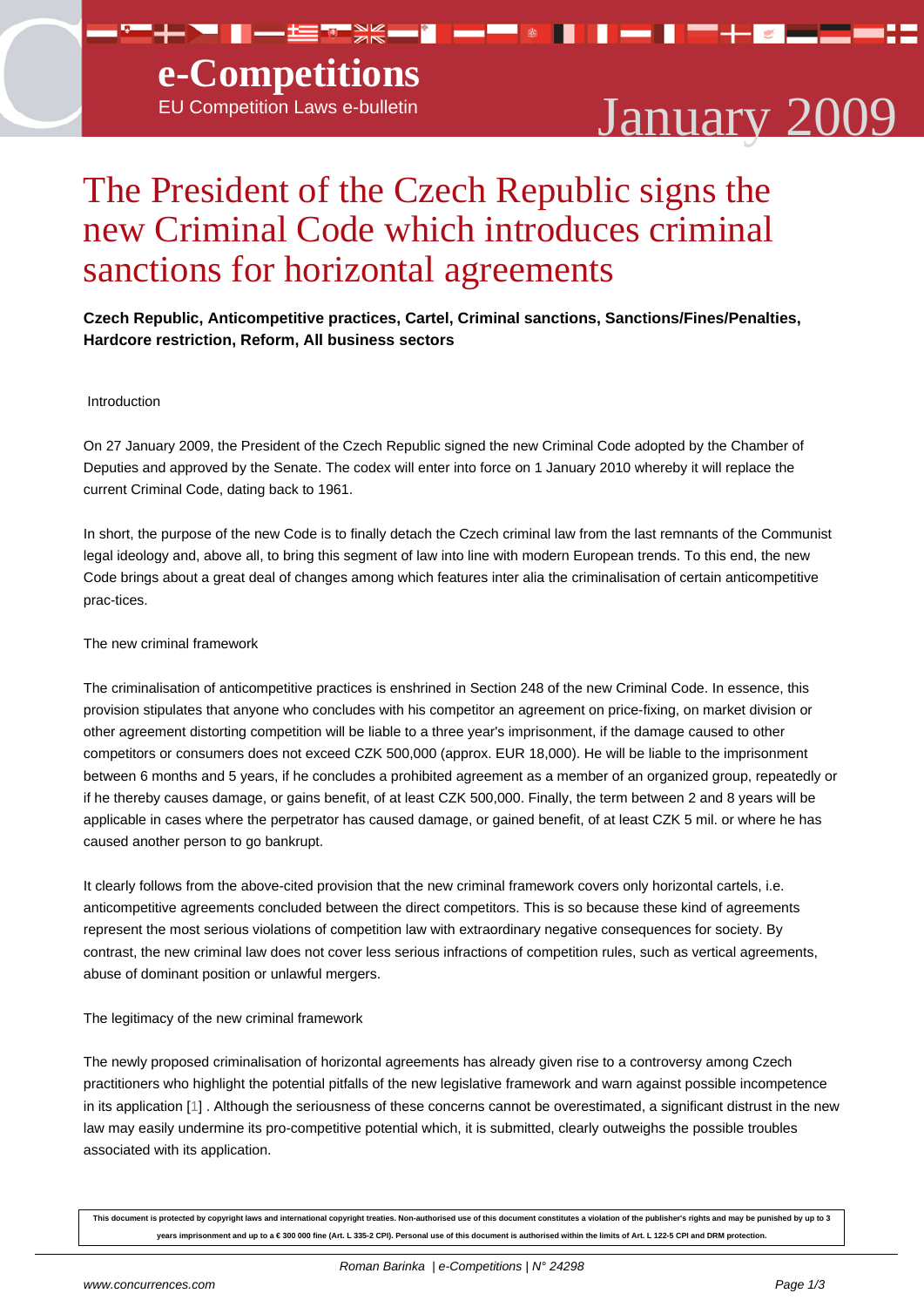# The President of the Czech Republic signs the new Criminal Code which introduces criminal sanctions for horizontal agreements

**Czech Republic, Anticompetitive practices, Cartel, Criminal sanctions, Sanctions/Fines/Penalties, Hardcore restriction, Reform, All business sectors**

Introduction

On 27 January 2009, the President of the Czech Republic signed the new Criminal Code adopted by the Chamber of Deputies and approved by the Senate. The codex will enter into force on 1 January 2010 whereby it will replace the current Criminal Code, dating back to 1961.

In short, the purpose of the new Code is to finally detach the Czech criminal law from the last remnants of the Communist legal ideology and, above all, to bring this segment of law into line with modern European trends. To this end, the new Code brings about a great deal of changes among which features inter alia the criminalisation of certain anticompetitive prac-tices.

The new criminal framework

The criminalisation of anticompetitive practices is enshrined in Section 248 of the new Criminal Code. In essence, this provision stipulates that anyone who concludes with his competitor an agreement on price-fixing, on market division or other agreement distorting competition will be liable to a three year's imprisonment, if the damage caused to other competitors or consumers does not exceed CZK 500,000 (approx. EUR 18,000). He will be liable to the imprisonment between 6 months and 5 years, if he concludes a prohibited agreement as a member of an organized group, repeatedly or if he thereby causes damage, or gains benefit, of at least CZK 500,000. Finally, the term between 2 and 8 years will be applicable in cases where the perpetrator has caused damage, or gained benefit, of at least CZK 5 mil. or where he has caused another person to go bankrupt.

It clearly follows from the above-cited provision that the new criminal framework covers only horizontal cartels, i.e. anticompetitive agreements concluded between the direct competitors. This is so because these kind of agreements represent the most serious violations of competition law with extraordinary negative consequences for society. By contrast, the new criminal law does not cover less serious infractions of competition rules, such as vertical agreements, abuse of dominant position or unlawful mergers.

The legitimacy of the new criminal framework

The newly proposed criminalisation of horizontal agreements has already given rise to a controversy among Czech practitioners who highlight the potential pitfalls of the new legislative framework and warn against possible incompetence in its application [1] . Although the seriousness of these concerns cannot be overestimated, a significant distrust in the new law may easily undermine its pro-competitive potential which, it is submitted, clearly outweighs the possible troubles associated with its application.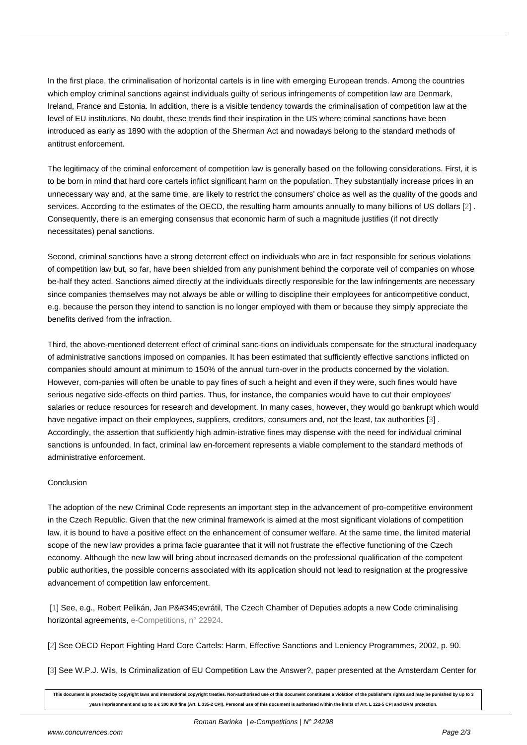In the first place, the criminalisation of horizontal cartels is in line with emerging European trends. Among the countries which employ criminal sanctions against individuals guilty of serious infringements of competition law are Denmark, Ireland, France and Estonia. In addition, there is a visible tendency towards the criminalisation of competition law at the level of EU institutions. No doubt, these trends find their inspiration in the US where criminal sanctions have been introduced as early as 1890 with the adoption of the Sherman Act and nowadays belong to the standard methods of antitrust enforcement.

The legitimacy of the criminal enforcement of competition law is generally based on the following considerations. First, it is to be born in mind that hard core cartels inflict significant harm on the population. They substantially increase prices in an unnecessary way and, at the same time, are likely to restrict the consumers' choice as well as the quality of the goods and services. According to the estimates of the OECD, the resulting harm amounts annually to many billions of US dollars [2] . Consequently, there is an emerging consensus that economic harm of such a magnitude justifies (if not directly necessitates) penal sanctions.

Second, criminal sanctions have a strong deterrent effect on individuals who are in fact responsible for serious violations of competition law but, so far, have been shielded from any punishment behind the corporate veil of companies on whose be-half they acted. Sanctions aimed directly at the individuals directly responsible for the law infringements are necessary since companies themselves may not always be able or willing to discipline their employees for anticompetitive conduct, e.g. because the person they intend to sanction is no longer employed with them or because they simply appreciate the benefits derived from the infraction.

Third, the above-mentioned deterrent effect of criminal sanc-tions on individuals compensate for the structural inadequacy of administrative sanctions imposed on companies. It has been estimated that sufficiently effective sanctions inflicted on companies should amount at minimum to 150% of the annual turn-over in the products concerned by the violation. However, com-panies will often be unable to pay fines of such a height and even if they were, such fines would have serious negative side-effects on third parties. Thus, for instance, the companies would have to cut their employees' salaries or reduce resources for research and development. In many cases, however, they would go bankrupt which would have negative impact on their employees, suppliers, creditors, consumers and, not the least, tax authorities [3] . Accordingly, the assertion that sufficiently high admin-istrative fines may dispense with the need for individual criminal sanctions is unfounded. In fact, criminal law en-forcement represents a viable complement to the standard methods of administrative enforcement.

Conclusion

The adoption of the new Criminal Code represents an important step in the advancement of pro-competitive environment in the Czech Republic. Given that the new criminal framework is aimed at the most significant violations of competition law, it is bound to have a positive effect on the enhancement of consumer welfare. At the same time, the limited material scope of the new law provides a prima facie guarantee that it will not frustrate the effective functioning of the Czech economy. Although the new law will bring about increased demands on the professional qualification of the competent public authorities, the possible concerns associated with its application should not lead to resignation at the progressive advancement of competition law enforcement.

[1] See, e.g., Robert Pelikán, Jan P&#345;evrátil, The Czech Chamber of Deputies adopts a new Code criminalising horizontal agreements, e-Competitions, n° 22924.

[2] See OECD Report Fighting Hard Core Cartels: Harm, Effective Sanctions and Leniency Programmes, 2002, p. 90.

[3] See W.P.J. Wils, Is Criminalization of EU Competition Law the Answer?, paper presented at the Amsterdam Center for

This document is protected by copyright laws and international copyright treaties. Non-authorised use of this document constitutes a violation of the publisher's rights and may be punished by up to 3 years imprisonment and up to a € 300 000 fine (Art. L 335-2 CPI). Personal use of this document is authorised within the limits of Art. L 122-5 CPI and DRM protection.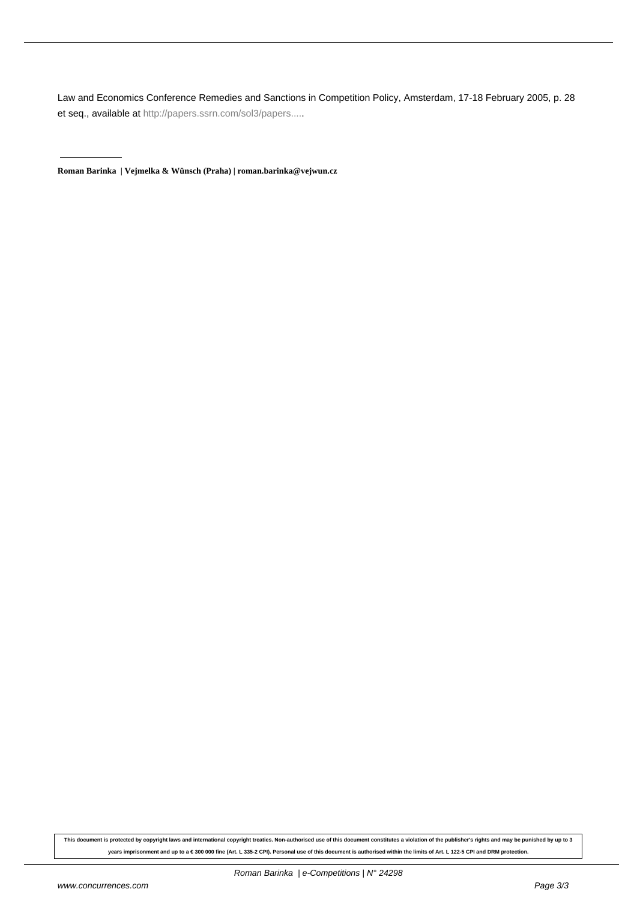Law and Economics Conference Remedies and Sanctions in Competition Policy, Amsterdam, 17-18 February 2005, p. 28 et seq., available at http://papers.ssrn.com/sol3/papers.....

---

**Roman Barinka | Vejmelka & Wünsch (Praha) | roman.barinka@vejwun.cz**

This document is protected by copyright laws and international copyright treaties. Non-authorised use of this document constitutes a violation of the publisher's rights and may be punished by up to 3 years imprisonment and up to a € 300 000 fine (Art. L 335-2 CPI). Personal use of this document is authorised within the limits of Art. L 122-5 CPI and DRM protection.